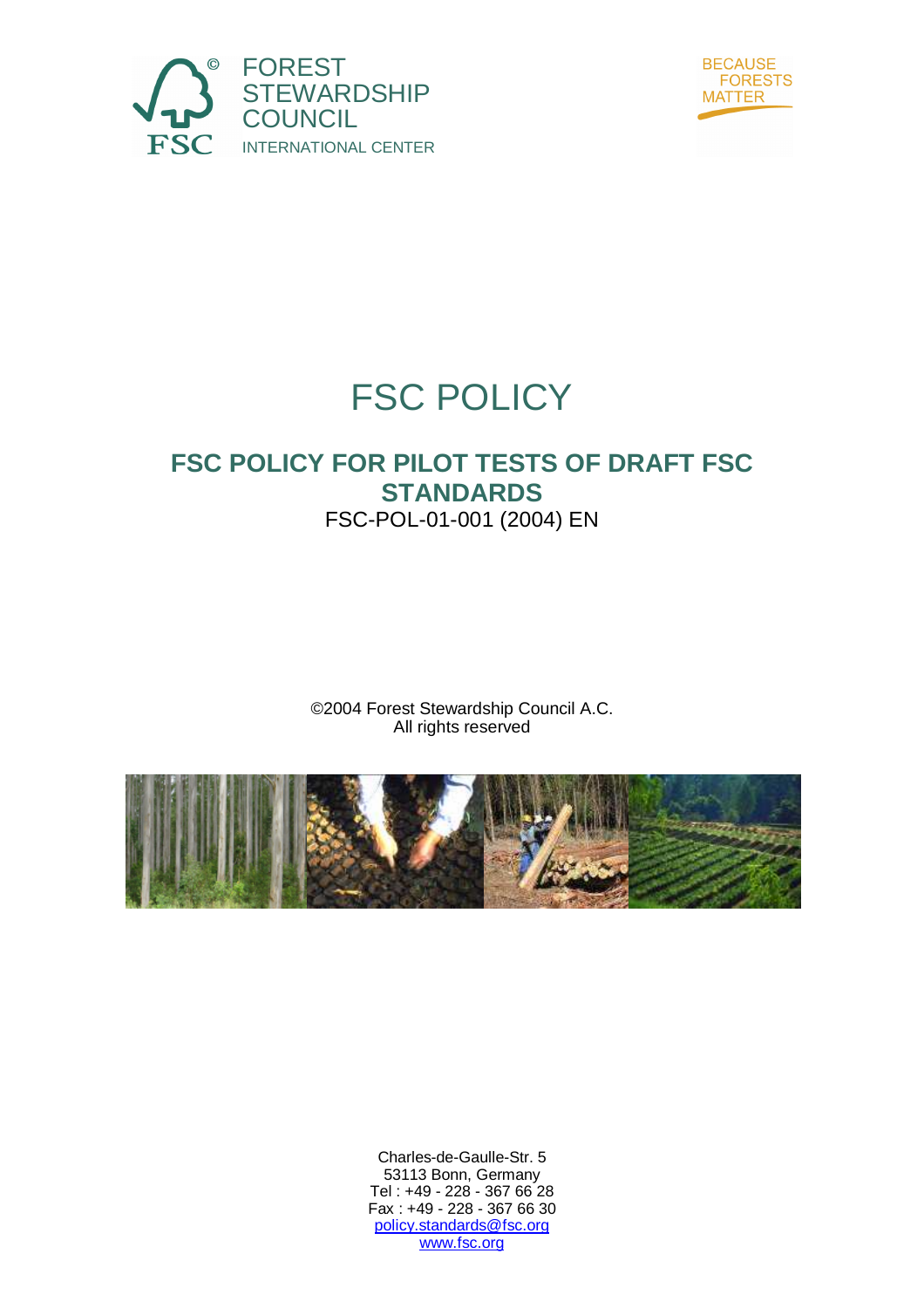FOREST STEWARDSHIP COUNCIL
INTERNATIONAL CENTER

BECAUSE FORESTS MATTER

# FSC POLICY

## FSC POLICY FOR PILOT TESTS OF DRAFT FSC STANDARDS

FSC-POL-01-001 (2004) EN

©2004 Forest Stewardship Council A.C.
All rights reserved

Charles-de-Gaulle-Str. 5
53113 Bonn, Germany
Tel : +49 - 228 - 367 66 28
Fax : +49 - 228 - 367 66 30
policy.standards@fsc.org
www.fsc.org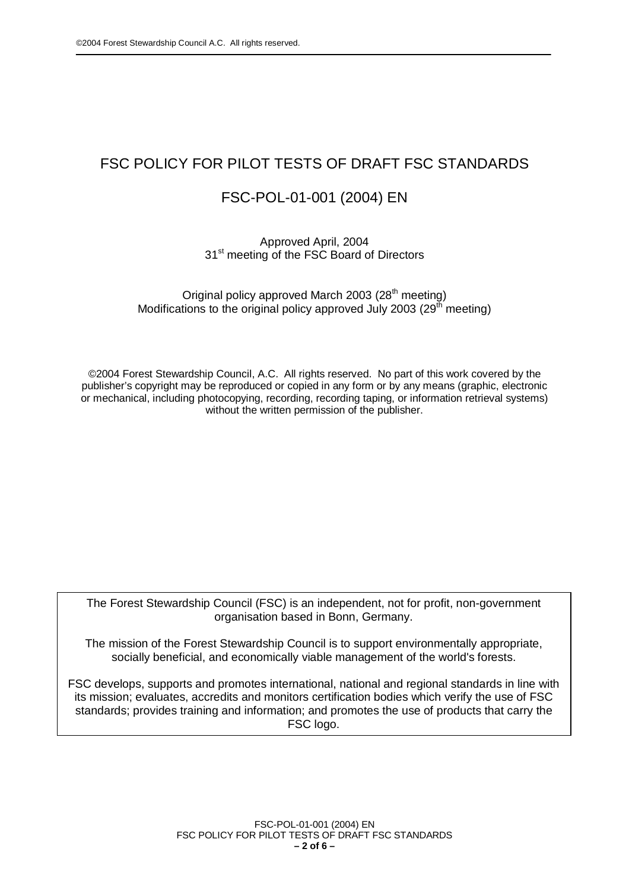# FSC POLICY FOR PILOT TESTS OF DRAFT FSC STANDARDS

## FSC-POL-01-001 (2004) EN

Approved April, 2004
31st meeting of the FSC Board of Directors

Original policy approved March 2003 (28th meeting)
Modifications to the original policy approved July 2003 (29th meeting)

©2004 Forest Stewardship Council, A.C. All rights reserved. No part of this work covered by the publisher's copyright may be reproduced or copied in any form or by any means (graphic, electronic or mechanical, including photocopying, recording, recording taping, or information retrieval systems) without the written permission of the publisher.

The Forest Stewardship Council (FSC) is an independent, not for profit, non-government organisation based in Bonn, Germany.

The mission of the Forest Stewardship Council is to support environmentally appropriate, socially beneficial, and economically viable management of the world's forests.

FSC develops, supports and promotes international, national and regional standards in line with its mission; evaluates, accredits and monitors certification bodies which verify the use of FSC standards; provides training and information; and promotes the use of products that carry the FSC logo.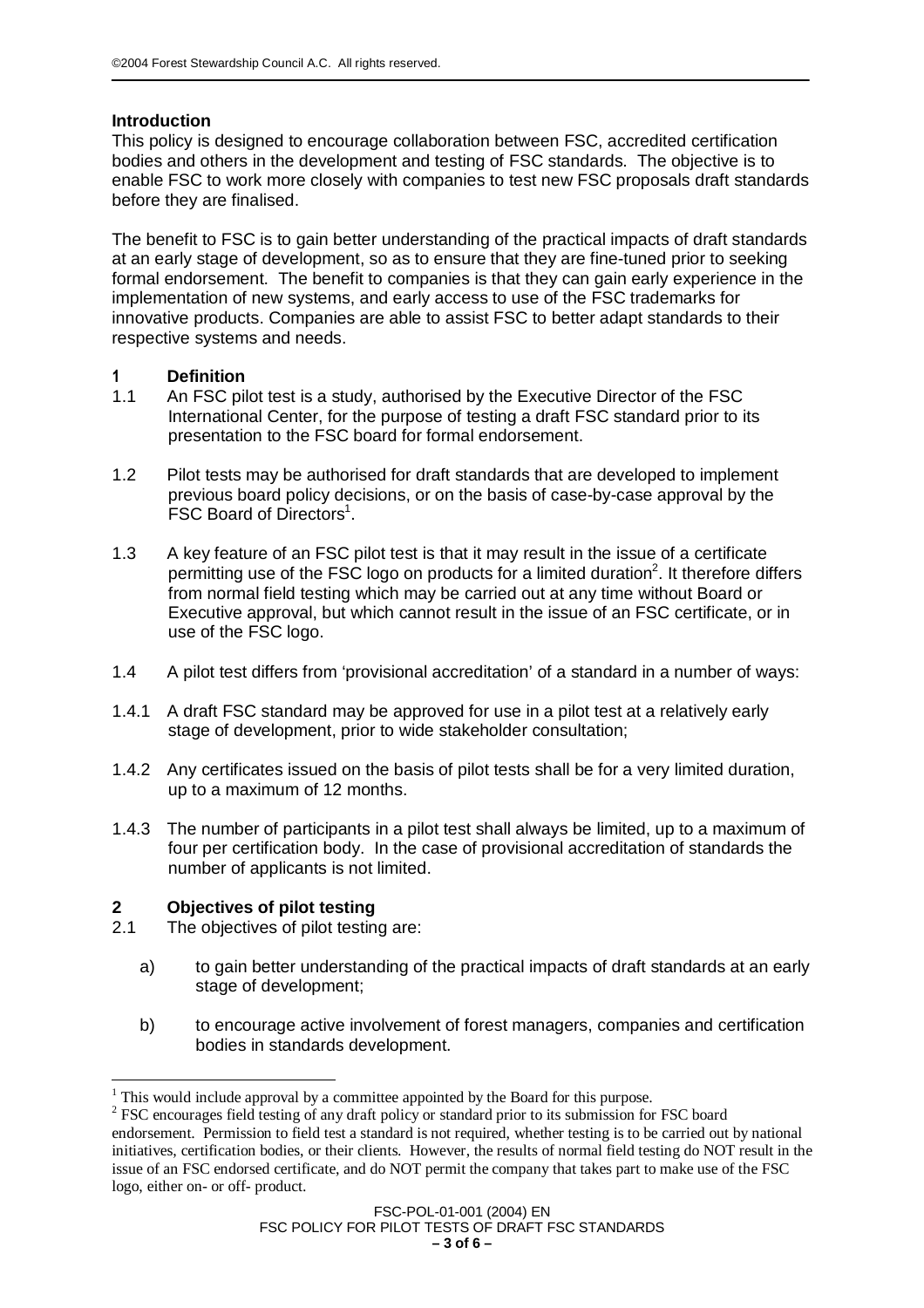**Introduction**

This policy is designed to encourage collaboration between FSC, accredited certification bodies and others in the development and testing of FSC standards. The objective is to enable FSC to work more closely with companies to test new FSC proposals draft standards before they are finalised.

The benefit to FSC is to gain better understanding of the practical impacts of draft standards at an early stage of development, so as to ensure that they are fine-tuned prior to seeking formal endorsement. The benefit to companies is that they can gain early experience in the implementation of new systems, and early access to use of the FSC trademarks for innovative products. Companies are able to assist FSC to better adapt standards to their respective systems and needs.

## 1 Definition

1.1 An FSC pilot test is a study, authorised by the Executive Director of the FSC International Center, for the purpose of testing a draft FSC standard prior to its presentation to the FSC board for formal endorsement.

1.2 Pilot tests may be authorised for draft standards that are developed to implement previous board policy decisions, or on the basis of case-by-case approval by the FSC Board of Directors[1].

1.3 A key feature of an FSC pilot test is that it may result in the issue of a certificate permitting use of the FSC logo on products for a limited duration[2]. It therefore differs from normal field testing which may be carried out at any time without Board or Executive approval, but which cannot result in the issue of an FSC certificate, or in use of the FSC logo.

1.4 A pilot test differs from 'provisional accreditation' of a standard in a number of ways:

1.4.1 A draft FSC standard may be approved for use in a pilot test at a relatively early stage of development, prior to wide stakeholder consultation;

1.4.2 Any certificates issued on the basis of pilot tests shall be for a very limited duration, up to a maximum of 12 months.

1.4.3 The number of participants in a pilot test shall always be limited, up to a maximum of four per certification body. In the case of provisional accreditation of standards the number of applicants is not limited.

## 2 Objectives of pilot testing

2.1 The objectives of pilot testing are:

a) to gain better understanding of the practical impacts of draft standards at an early stage of development;

b) to encourage active involvement of forest managers, companies and certification bodies in standards development.

---

[1] This would include approval by a committee appointed by the Board for this purpose.

[2] FSC encourages field testing of any draft policy or standard prior to its submission for FSC board endorsement. Permission to field test a standard is not required, whether testing is to be carried out by national initiatives, certification bodies, or their clients. However, the results of normal field testing do NOT result in the issue of an FSC endorsed certificate, and do NOT permit the company that takes part to make use of the FSC logo, either on- or off- product.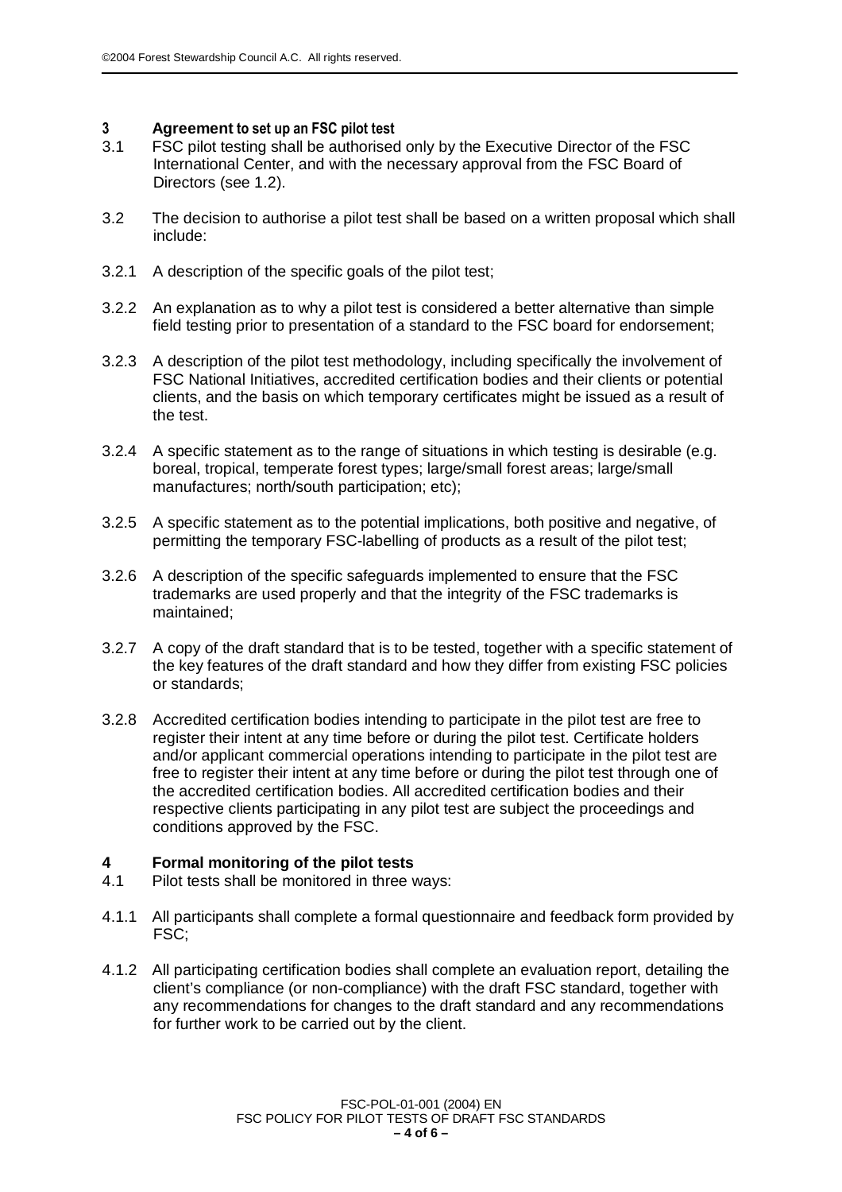## 3 Agreement to set up an FSC pilot test

3.1 FSC pilot testing shall be authorised only by the Executive Director of the FSC International Center, and with the necessary approval from the FSC Board of Directors (see 1.2).

3.2 The decision to authorise a pilot test shall be based on a written proposal which shall include:

3.2.1 A description of the specific goals of the pilot test;

3.2.2 An explanation as to why a pilot test is considered a better alternative than simple field testing prior to presentation of a standard to the FSC board for endorsement;

3.2.3 A description of the pilot test methodology, including specifically the involvement of FSC National Initiatives, accredited certification bodies and their clients or potential clients, and the basis on which temporary certificates might be issued as a result of the test.

3.2.4 A specific statement as to the range of situations in which testing is desirable (e.g. boreal, tropical, temperate forest types; large/small forest areas; large/small manufactures; north/south participation; etc);

3.2.5 A specific statement as to the potential implications, both positive and negative, of permitting the temporary FSC-labelling of products as a result of the pilot test;

3.2.6 A description of the specific safeguards implemented to ensure that the FSC trademarks are used properly and that the integrity of the FSC trademarks is maintained;

3.2.7 A copy of the draft standard that is to be tested, together with a specific statement of the key features of the draft standard and how they differ from existing FSC policies or standards;

3.2.8 Accredited certification bodies intending to participate in the pilot test are free to register their intent at any time before or during the pilot test. Certificate holders and/or applicant commercial operations intending to participate in the pilot test are free to register their intent at any time before or during the pilot test through one of the accredited certification bodies. All accredited certification bodies and their respective clients participating in any pilot test are subject the proceedings and conditions approved by the FSC.

## 4 Formal monitoring of the pilot tests

4.1 Pilot tests shall be monitored in three ways:

4.1.1 All participants shall complete a formal questionnaire and feedback form provided by FSC;

4.1.2 All participating certification bodies shall complete an evaluation report, detailing the client's compliance (or non-compliance) with the draft FSC standard, together with any recommendations for changes to the draft standard and any recommendations for further work to be carried out by the client.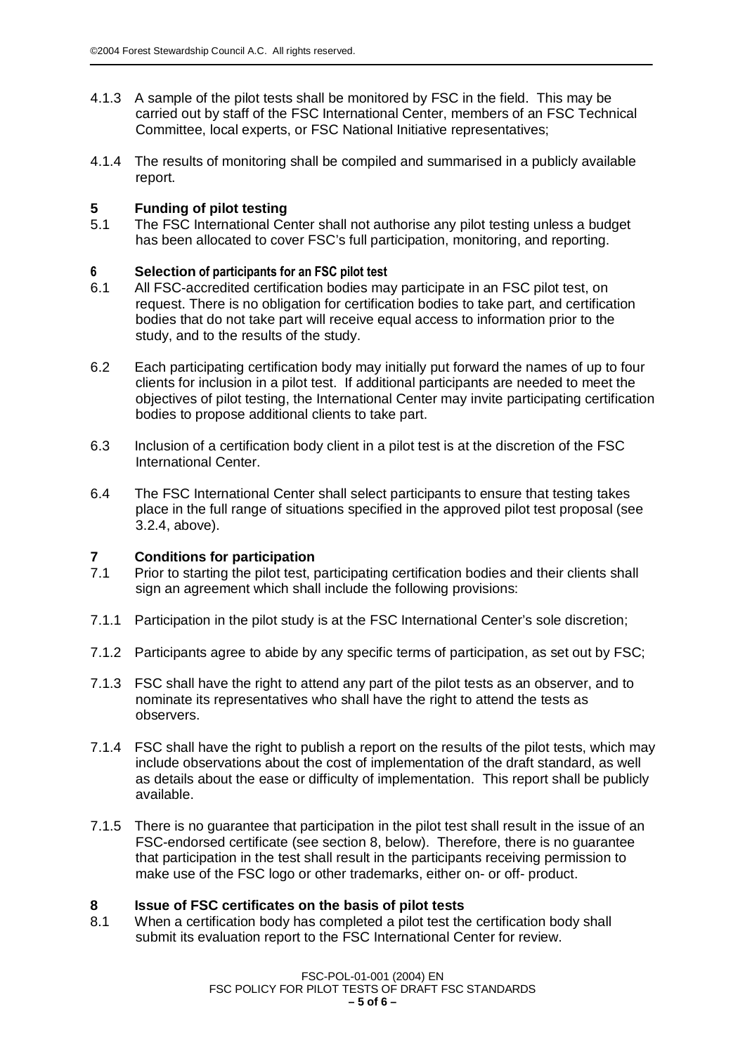4.1.3 A sample of the pilot tests shall be monitored by FSC in the field. This may be carried out by staff of the FSC International Center, members of an FSC Technical Committee, local experts, or FSC National Initiative representatives;

4.1.4 The results of monitoring shall be compiled and summarised in a publicly available report.

## 5 Funding of pilot testing

5.1 The FSC International Center shall not authorise any pilot testing unless a budget has been allocated to cover FSC's full participation, monitoring, and reporting.

## 6 Selection of participants for an FSC pilot test

6.1 All FSC-accredited certification bodies may participate in an FSC pilot test, on request. There is no obligation for certification bodies to take part, and certification bodies that do not take part will receive equal access to information prior to the study, and to the results of the study.

6.2 Each participating certification body may initially put forward the names of up to four clients for inclusion in a pilot test. If additional participants are needed to meet the objectives of pilot testing, the International Center may invite participating certification bodies to propose additional clients to take part.

6.3 Inclusion of a certification body client in a pilot test is at the discretion of the FSC International Center.

6.4 The FSC International Center shall select participants to ensure that testing takes place in the full range of situations specified in the approved pilot test proposal (see 3.2.4, above).

## 7 Conditions for participation

7.1 Prior to starting the pilot test, participating certification bodies and their clients shall sign an agreement which shall include the following provisions:

7.1.1 Participation in the pilot study is at the FSC International Center's sole discretion;

7.1.2 Participants agree to abide by any specific terms of participation, as set out by FSC;

7.1.3 FSC shall have the right to attend any part of the pilot tests as an observer, and to nominate its representatives who shall have the right to attend the tests as observers.

7.1.4 FSC shall have the right to publish a report on the results of the pilot tests, which may include observations about the cost of implementation of the draft standard, as well as details about the ease or difficulty of implementation. This report shall be publicly available.

7.1.5 There is no guarantee that participation in the pilot test shall result in the issue of an FSC-endorsed certificate (see section 8, below). Therefore, there is no guarantee that participation in the test shall result in the participants receiving permission to make use of the FSC logo or other trademarks, either on- or off- product.

## 8 Issue of FSC certificates on the basis of pilot tests

8.1 When a certification body has completed a pilot test the certification body shall submit its evaluation report to the FSC International Center for review.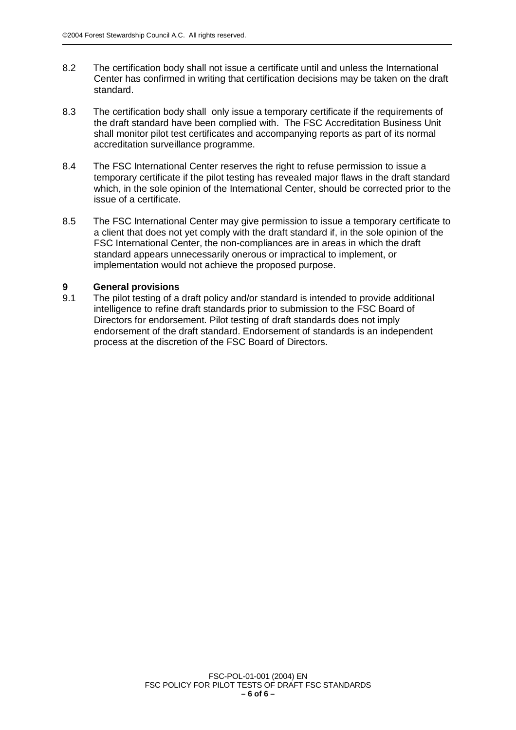8.2 The certification body shall not issue a certificate until and unless the International Center has confirmed in writing that certification decisions may be taken on the draft standard.

8.3 The certification body shall only issue a temporary certificate if the requirements of the draft standard have been complied with. The FSC Accreditation Business Unit shall monitor pilot test certificates and accompanying reports as part of its normal accreditation surveillance programme.

8.4 The FSC International Center reserves the right to refuse permission to issue a temporary certificate if the pilot testing has revealed major flaws in the draft standard which, in the sole opinion of the International Center, should be corrected prior to the issue of a certificate.

8.5 The FSC International Center may give permission to issue a temporary certificate to a client that does not yet comply with the draft standard if, in the sole opinion of the FSC International Center, the non-compliances are in areas in which the draft standard appears unnecessarily onerous or impractical to implement, or implementation would not achieve the proposed purpose.

## 9 General provisions

9.1 The pilot testing of a draft policy and/or standard is intended to provide additional intelligence to refine draft standards prior to submission to the FSC Board of Directors for endorsement. Pilot testing of draft standards does not imply endorsement of the draft standard. Endorsement of standards is an independent process at the discretion of the FSC Board of Directors.